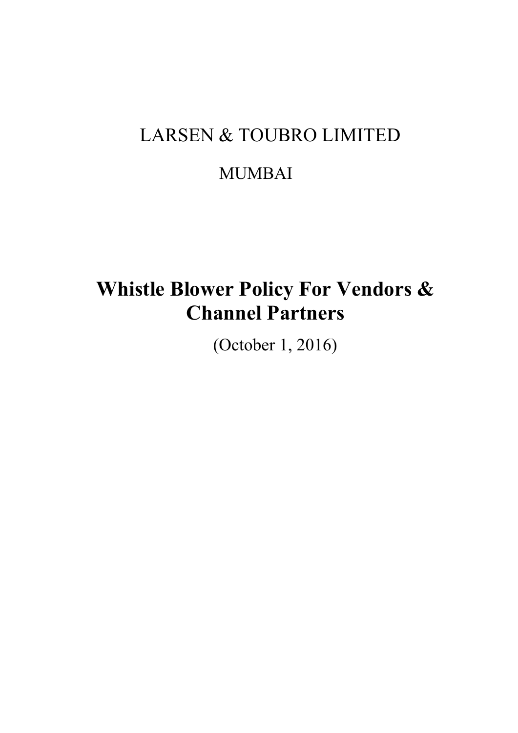LARSEN & TOUBRO LIMITED

MUMBAI

# Whistle Blower Policy For Vendors & Channel Partners

(October 1, 2016)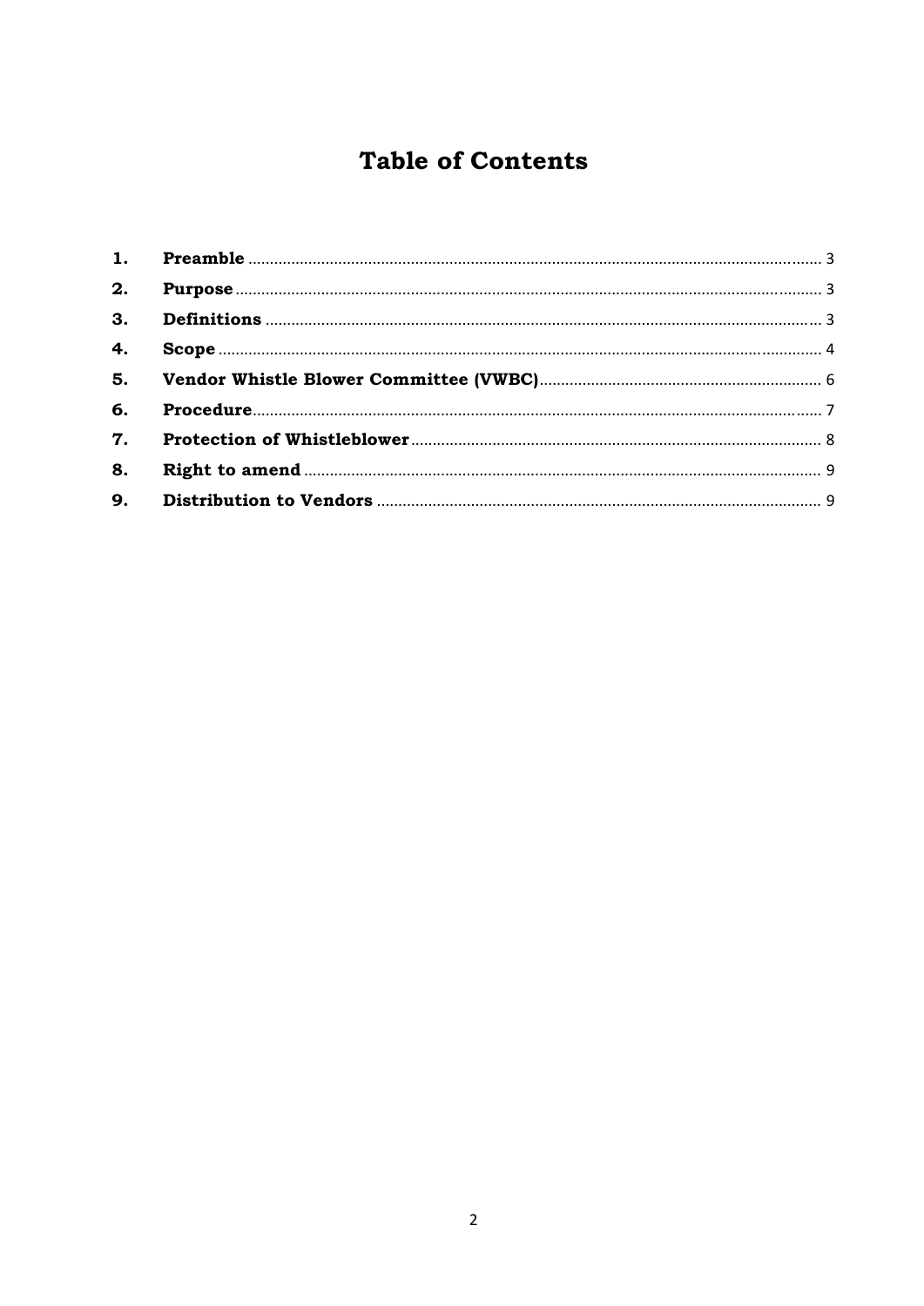# Table of Contents

| | | |
|---|---|---|
| **1.** | **Preamble** | 3 |
| **2.** | **Purpose** | 3 |
| **3.** | **Definitions** | 3 |
| **4.** | **Scope** | 4 |
| **5.** | **Vendor Whistle Blower Committee (VWBC)** | 6 |
| **6.** | **Procedure** | 7 |
| **7.** | **Protection of Whistleblower** | 8 |
| **8.** | **Right to amend** | 9 |
| **9.** | **Distribution to Vendors** | 9 |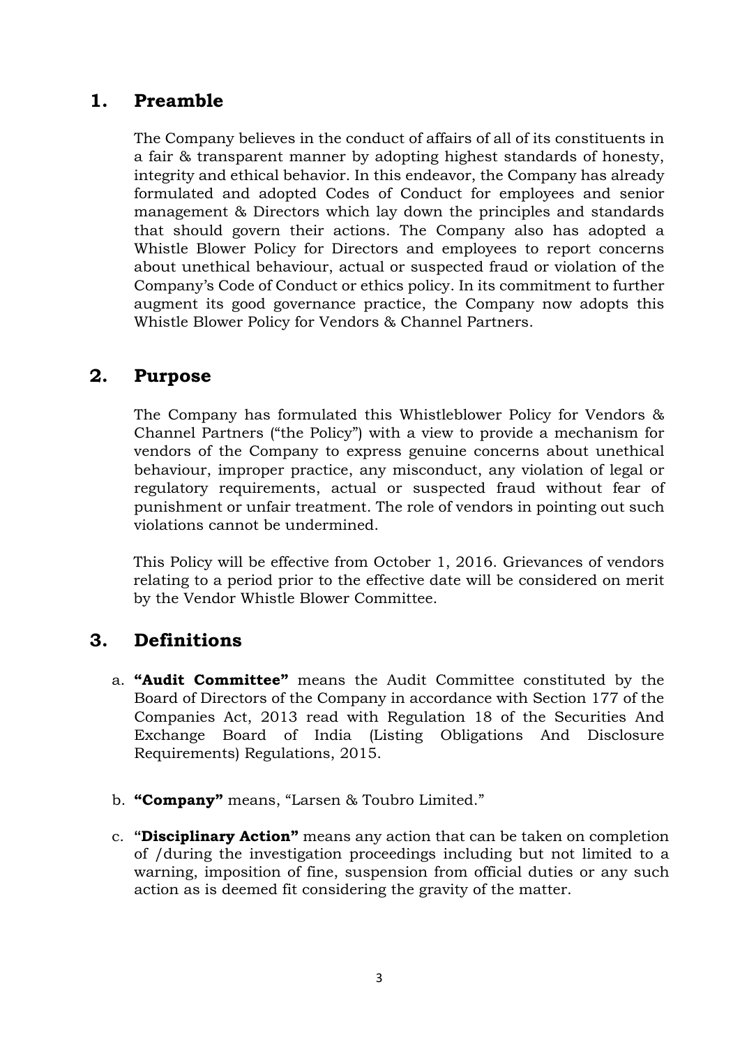## 1. Preamble

The Company believes in the conduct of affairs of all of its constituents in a fair & transparent manner by adopting highest standards of honesty, integrity and ethical behavior. In this endeavor, the Company has already formulated and adopted Codes of Conduct for employees and senior management & Directors which lay down the principles and standards that should govern their actions. The Company also has adopted a Whistle Blower Policy for Directors and employees to report concerns about unethical behaviour, actual or suspected fraud or violation of the Company's Code of Conduct or ethics policy. In its commitment to further augment its good governance practice, the Company now adopts this Whistle Blower Policy for Vendors & Channel Partners.

## 2. Purpose

The Company has formulated this Whistleblower Policy for Vendors & Channel Partners ("the Policy") with a view to provide a mechanism for vendors of the Company to express genuine concerns about unethical behaviour, improper practice, any misconduct, any violation of legal or regulatory requirements, actual or suspected fraud without fear of punishment or unfair treatment. The role of vendors in pointing out such violations cannot be undermined.

This Policy will be effective from October 1, 2016. Grievances of vendors relating to a period prior to the effective date will be considered on merit by the Vendor Whistle Blower Committee.

## 3. Definitions

a. **"Audit Committee"** means the Audit Committee constituted by the Board of Directors of the Company in accordance with Section 177 of the Companies Act, 2013 read with Regulation 18 of the Securities And Exchange Board of India (Listing Obligations And Disclosure Requirements) Regulations, 2015.

b. **"Company"** means, "Larsen & Toubro Limited."

c. **"Disciplinary Action"** means any action that can be taken on completion of /during the investigation proceedings including but not limited to a warning, imposition of fine, suspension from official duties or any such action as is deemed fit considering the gravity of the matter.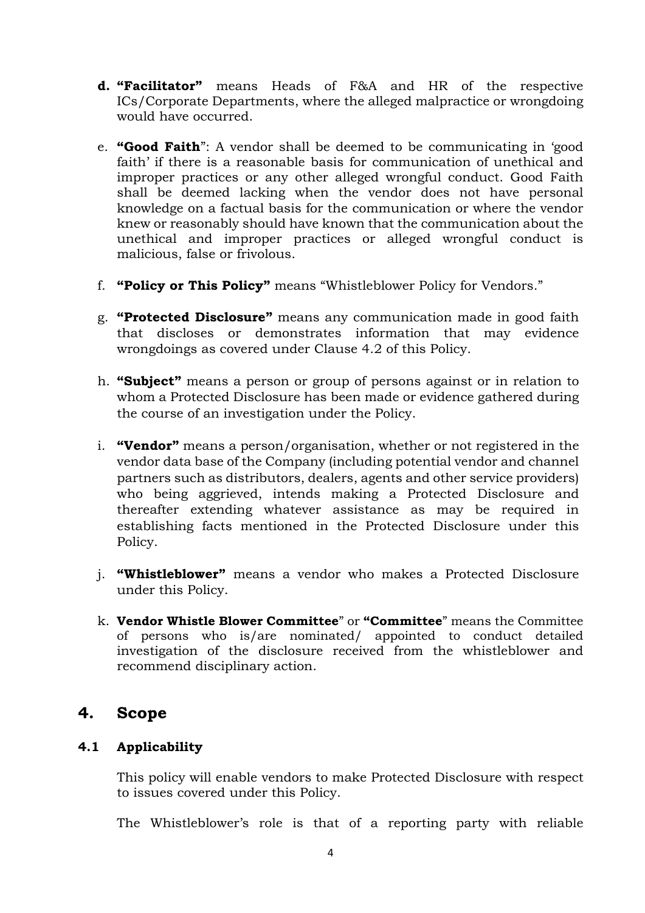d. **"Facilitator"** means Heads of F&A and HR of the respective ICs/Corporate Departments, where the alleged malpractice or wrongdoing would have occurred.

e. **"Good Faith**": A vendor shall be deemed to be communicating in 'good faith' if there is a reasonable basis for communication of unethical and improper practices or any other alleged wrongful conduct. Good Faith shall be deemed lacking when the vendor does not have personal knowledge on a factual basis for the communication or where the vendor knew or reasonably should have known that the communication about the unethical and improper practices or alleged wrongful conduct is malicious, false or frivolous.

f. **"Policy or This Policy"** means "Whistleblower Policy for Vendors."

g. **"Protected Disclosure"** means any communication made in good faith that discloses or demonstrates information that may evidence wrongdoings as covered under Clause 4.2 of this Policy.

h. **"Subject"** means a person or group of persons against or in relation to whom a Protected Disclosure has been made or evidence gathered during the course of an investigation under the Policy.

i. **"Vendor"** means a person/organisation, whether or not registered in the vendor data base of the Company (including potential vendor and channel partners such as distributors, dealers, agents and other service providers) who being aggrieved, intends making a Protected Disclosure and thereafter extending whatever assistance as may be required in establishing facts mentioned in the Protected Disclosure under this Policy.

j. **"Whistleblower"** means a vendor who makes a Protected Disclosure under this Policy.

k. **Vendor Whistle Blower Committee**" or **"Committee**" means the Committee of persons who is/are nominated/ appointed to conduct detailed investigation of the disclosure received from the whistleblower and recommend disciplinary action.

## 4. Scope

### 4.1 Applicability

This policy will enable vendors to make Protected Disclosure with respect to issues covered under this Policy.

The Whistleblower's role is that of a reporting party with reliable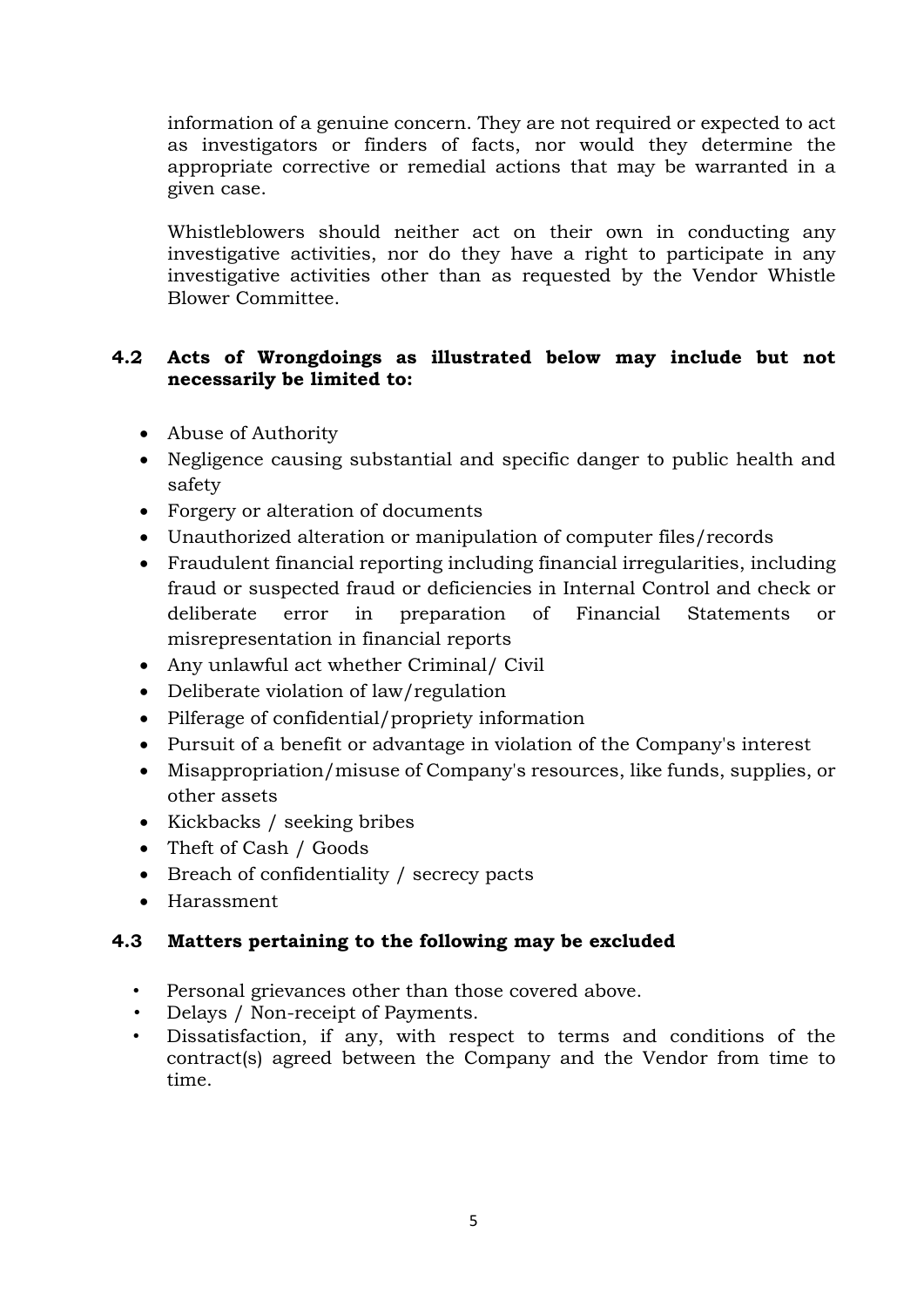information of a genuine concern. They are not required or expected to act as investigators or finders of facts, nor would they determine the appropriate corrective or remedial actions that may be warranted in a given case.

Whistleblowers should neither act on their own in conducting any investigative activities, nor do they have a right to participate in any investigative activities other than as requested by the Vendor Whistle Blower Committee.

### 4.2 Acts of Wrongdoings as illustrated below may include but not necessarily be limited to:

- Abuse of Authority
- Negligence causing substantial and specific danger to public health and safety
- Forgery or alteration of documents
- Unauthorized alteration or manipulation of computer files/records
- Fraudulent financial reporting including financial irregularities, including fraud or suspected fraud or deficiencies in Internal Control and check or deliberate error in preparation of Financial Statements or misrepresentation in financial reports
- Any unlawful act whether Criminal/ Civil
- Deliberate violation of law/regulation
- Pilferage of confidential/propriety information
- Pursuit of a benefit or advantage in violation of the Company's interest
- Misappropriation/misuse of Company's resources, like funds, supplies, or other assets
- Kickbacks / seeking bribes
- Theft of Cash / Goods
- Breach of confidentiality / secrecy pacts
- Harassment

### 4.3 Matters pertaining to the following may be excluded

- Personal grievances other than those covered above.
- Delays / Non-receipt of Payments.
- Dissatisfaction, if any, with respect to terms and conditions of the contract(s) agreed between the Company and the Vendor from time to time.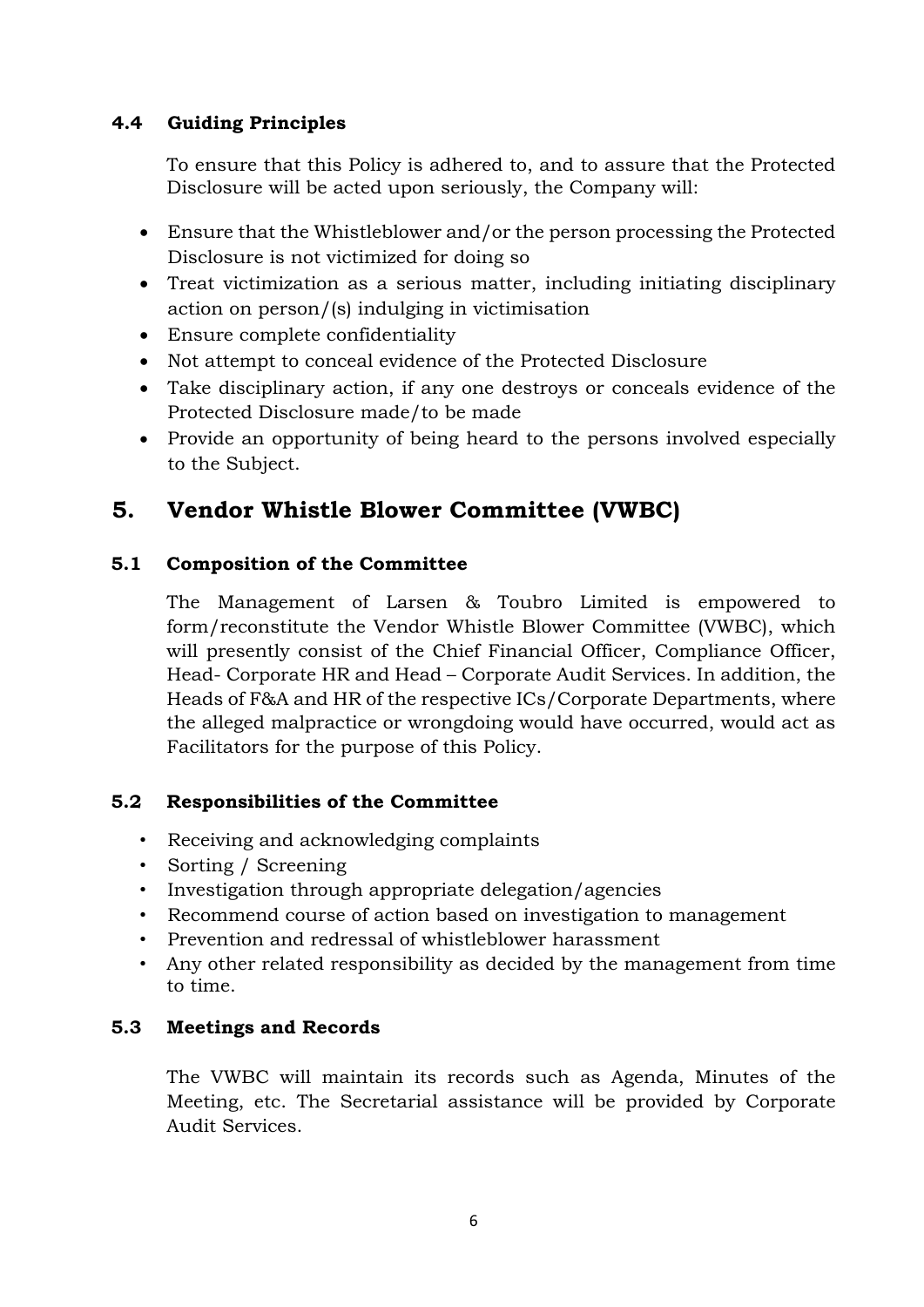### 4.4 Guiding Principles

To ensure that this Policy is adhered to, and to assure that the Protected Disclosure will be acted upon seriously, the Company will:

- Ensure that the Whistleblower and/or the person processing the Protected Disclosure is not victimized for doing so
- Treat victimization as a serious matter, including initiating disciplinary action on person/(s) indulging in victimisation
- Ensure complete confidentiality
- Not attempt to conceal evidence of the Protected Disclosure
- Take disciplinary action, if any one destroys or conceals evidence of the Protected Disclosure made/to be made
- Provide an opportunity of being heard to the persons involved especially to the Subject.

## 5. Vendor Whistle Blower Committee (VWBC)

### 5.1 Composition of the Committee

The Management of Larsen & Toubro Limited is empowered to form/reconstitute the Vendor Whistle Blower Committee (VWBC), which will presently consist of the Chief Financial Officer, Compliance Officer, Head- Corporate HR and Head – Corporate Audit Services. In addition, the Heads of F&A and HR of the respective ICs/Corporate Departments, where the alleged malpractice or wrongdoing would have occurred, would act as Facilitators for the purpose of this Policy.

### 5.2 Responsibilities of the Committee

- Receiving and acknowledging complaints
- Sorting / Screening
- Investigation through appropriate delegation/agencies
- Recommend course of action based on investigation to management
- Prevention and redressal of whistleblower harassment
- Any other related responsibility as decided by the management from time to time.

### 5.3 Meetings and Records

The VWBC will maintain its records such as Agenda, Minutes of the Meeting, etc. The Secretarial assistance will be provided by Corporate Audit Services.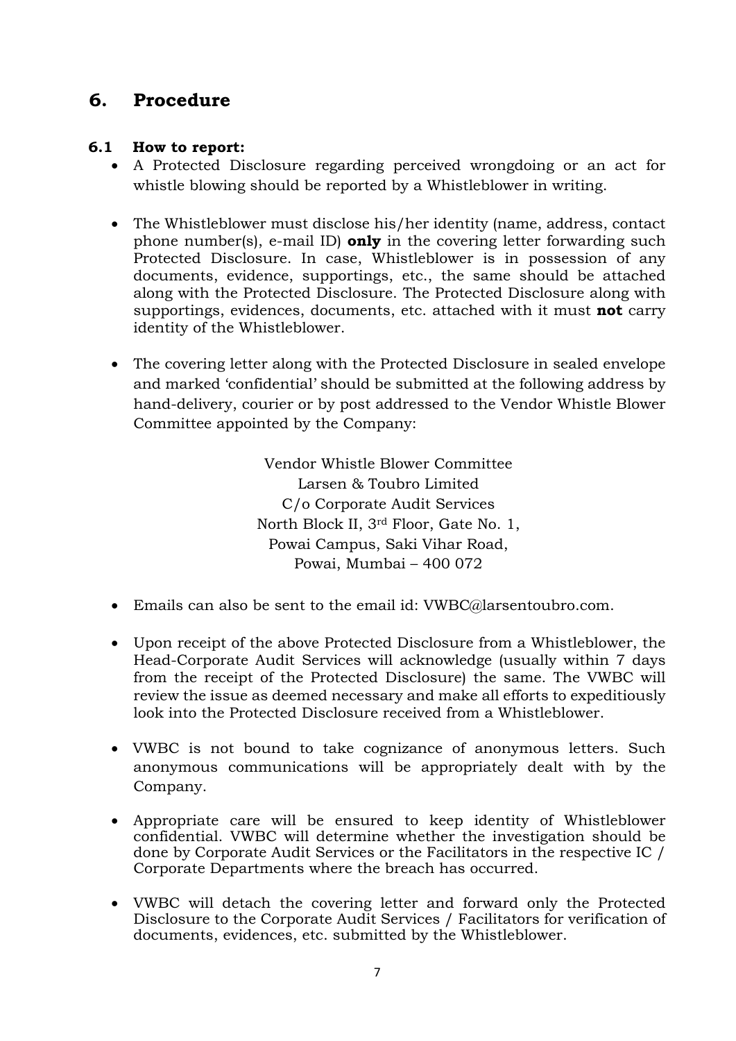## 6. Procedure

### 6.1 How to report:

- A Protected Disclosure regarding perceived wrongdoing or an act for whistle blowing should be reported by a Whistleblower in writing.

- The Whistleblower must disclose his/her identity (name, address, contact phone number(s), e-mail ID) **only** in the covering letter forwarding such Protected Disclosure. In case, Whistleblower is in possession of any documents, evidence, supportings, etc., the same should be attached along with the Protected Disclosure. The Protected Disclosure along with supportings, evidences, documents, etc. attached with it must **not** carry identity of the Whistleblower.

- The covering letter along with the Protected Disclosure in sealed envelope and marked 'confidential' should be submitted at the following address by hand-delivery, courier or by post addressed to the Vendor Whistle Blower Committee appointed by the Company:

  Vendor Whistle Blower Committee
  Larsen & Toubro Limited
  C/o Corporate Audit Services
  North Block II, 3rd Floor, Gate No. 1,
  Powai Campus, Saki Vihar Road,
  Powai, Mumbai – 400 072

- Emails can also be sent to the email id: VWBC@larsentoubro.com.

- Upon receipt of the above Protected Disclosure from a Whistleblower, the Head-Corporate Audit Services will acknowledge (usually within 7 days from the receipt of the Protected Disclosure) the same. The VWBC will review the issue as deemed necessary and make all efforts to expeditiously look into the Protected Disclosure received from a Whistleblower.

- VWBC is not bound to take cognizance of anonymous letters. Such anonymous communications will be appropriately dealt with by the Company.

- Appropriate care will be ensured to keep identity of Whistleblower confidential. VWBC will determine whether the investigation should be done by Corporate Audit Services or the Facilitators in the respective IC / Corporate Departments where the breach has occurred.

- VWBC will detach the covering letter and forward only the Protected Disclosure to the Corporate Audit Services / Facilitators for verification of documents, evidences, etc. submitted by the Whistleblower.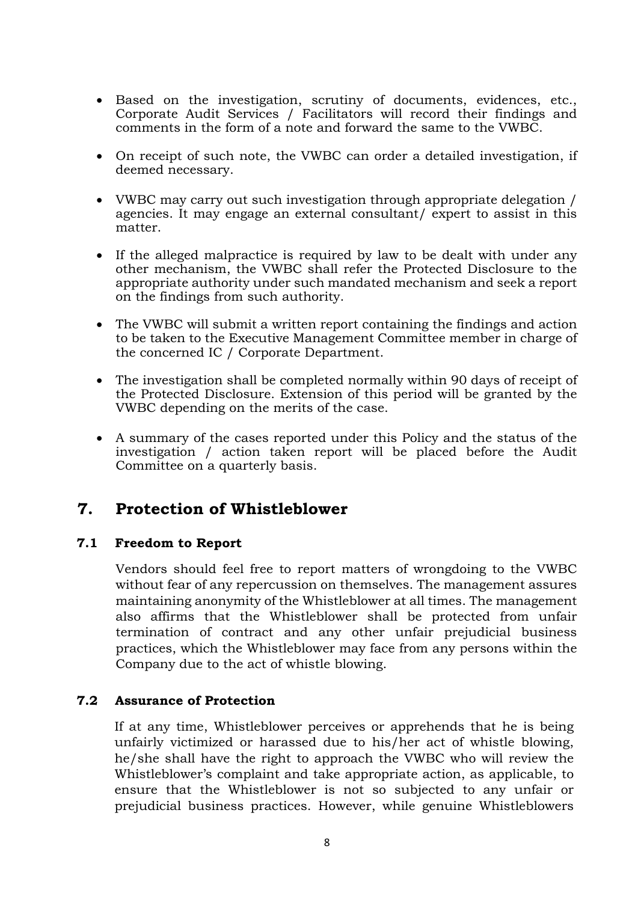- Based on the investigation, scrutiny of documents, evidences, etc., Corporate Audit Services / Facilitators will record their findings and comments in the form of a note and forward the same to the VWBC.

- On receipt of such note, the VWBC can order a detailed investigation, if deemed necessary.

- VWBC may carry out such investigation through appropriate delegation / agencies. It may engage an external consultant/ expert to assist in this matter.

- If the alleged malpractice is required by law to be dealt with under any other mechanism, the VWBC shall refer the Protected Disclosure to the appropriate authority under such mandated mechanism and seek a report on the findings from such authority.

- The VWBC will submit a written report containing the findings and action to be taken to the Executive Management Committee member in charge of the concerned IC / Corporate Department.

- The investigation shall be completed normally within 90 days of receipt of the Protected Disclosure. Extension of this period will be granted by the VWBC depending on the merits of the case.

- A summary of the cases reported under this Policy and the status of the investigation / action taken report will be placed before the Audit Committee on a quarterly basis.

## 7. Protection of Whistleblower

### 7.1 Freedom to Report

Vendors should feel free to report matters of wrongdoing to the VWBC without fear of any repercussion on themselves. The management assures maintaining anonymity of the Whistleblower at all times. The management also affirms that the Whistleblower shall be protected from unfair termination of contract and any other unfair prejudicial business practices, which the Whistleblower may face from any persons within the Company due to the act of whistle blowing.

### 7.2 Assurance of Protection

If at any time, Whistleblower perceives or apprehends that he is being unfairly victimized or harassed due to his/her act of whistle blowing, he/she shall have the right to approach the VWBC who will review the Whistleblower's complaint and take appropriate action, as applicable, to ensure that the Whistleblower is not so subjected to any unfair or prejudicial business practices. However, while genuine Whistleblowers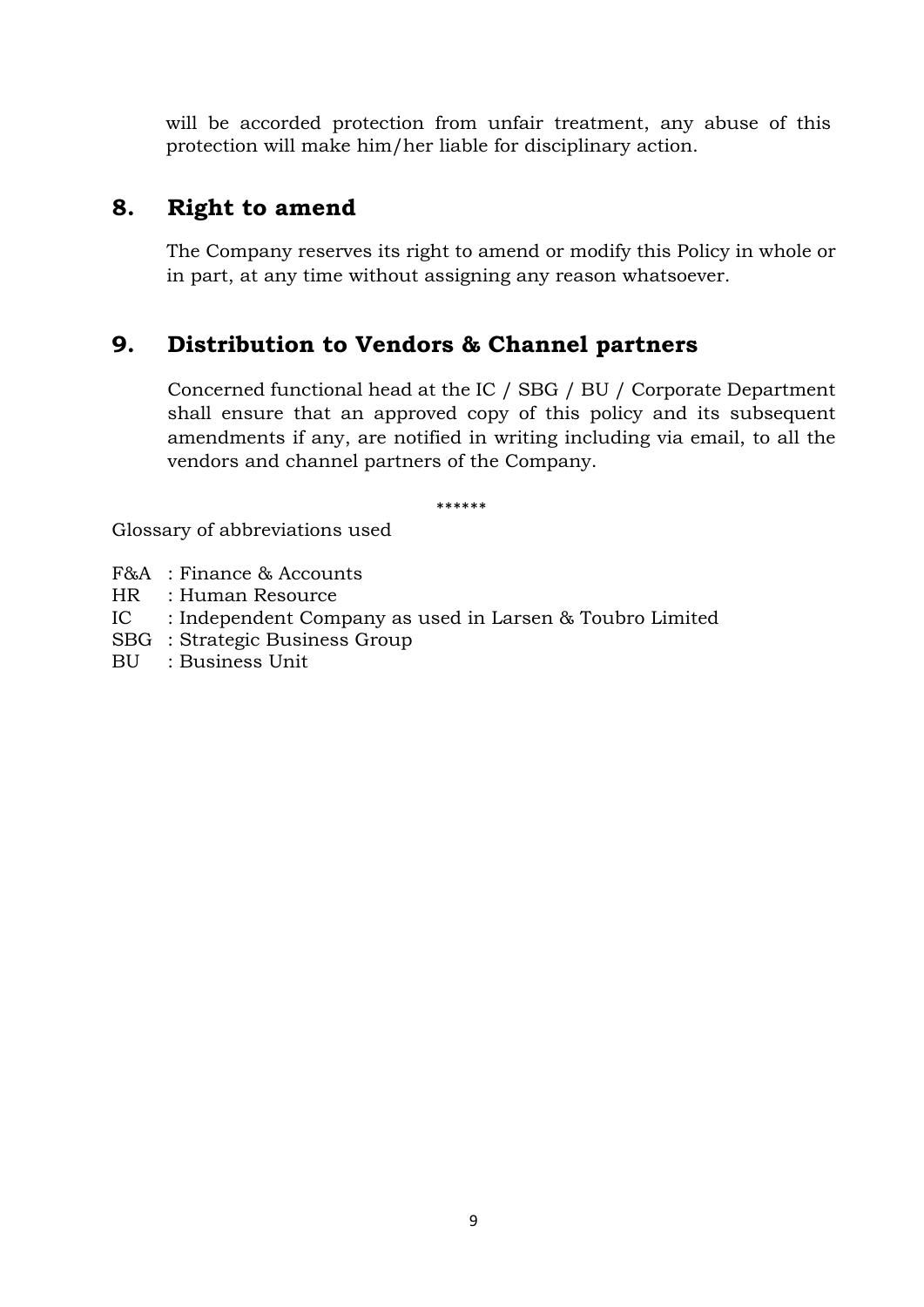will be accorded protection from unfair treatment, any abuse of this protection will make him/her liable for disciplinary action.

## 8. Right to amend

The Company reserves its right to amend or modify this Policy in whole or in part, at any time without assigning any reason whatsoever.

## 9. Distribution to Vendors & Channel partners

Concerned functional head at the IC / SBG / BU / Corporate Department shall ensure that an approved copy of this policy and its subsequent amendments if any, are notified in writing including via email, to all the vendors and channel partners of the Company.

******

Glossary of abbreviations used

F&A : Finance & Accounts
HR : Human Resource
IC : Independent Company as used in Larsen & Toubro Limited
SBG : Strategic Business Group
BU : Business Unit